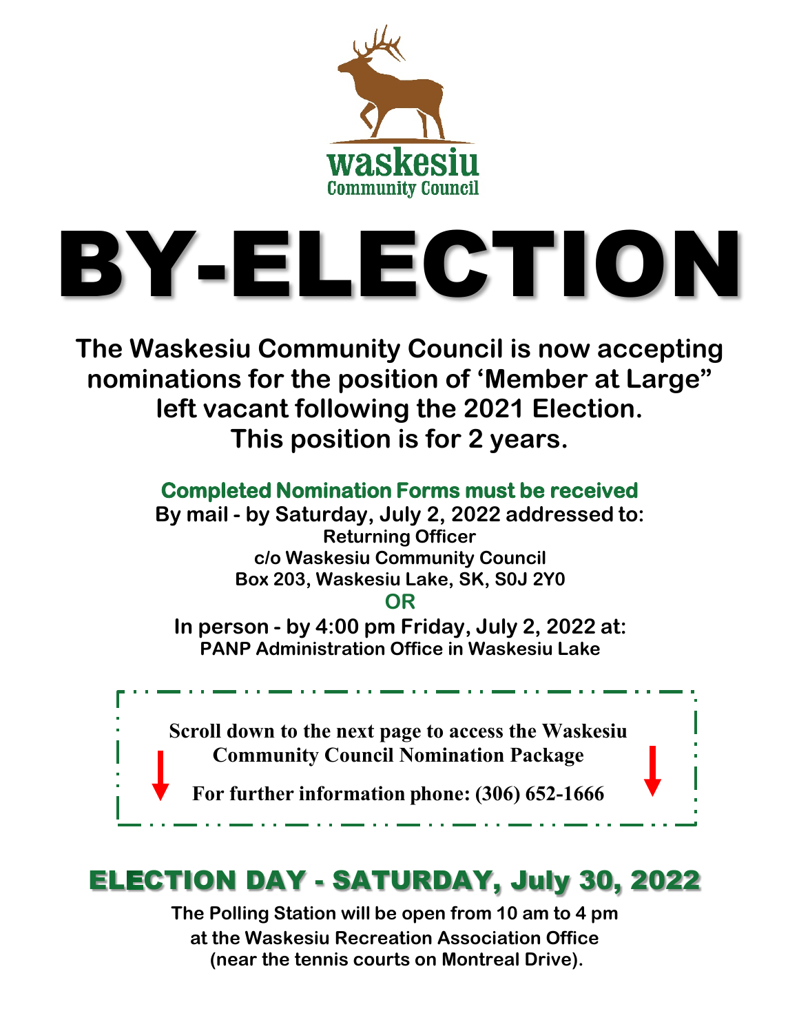waskesiu
Community Council

# BY-ELECTION

**The Waskesiu Community Council is now accepting nominations for the position of 'Member at Large" left vacant following the 2021 Election. This position is for 2 years.**

**Completed Nomination Forms must be received**

**By mail - by Saturday, July 2, 2022 addressed to:**

**Returning Officer**
**c/o Waskesiu Community Council**
**Box 203, Waskesiu Lake, SK, S0J 2Y0**

**OR**

**In person - by 4:00 pm Friday, July 2, 2022 at:**
**PANP Administration Office in Waskesiu Lake**

**Scroll down to the next page to access the Waskesiu Community Council Nomination Package**

**For further information phone: (306) 652-1666**

## ELECTION DAY - SATURDAY, July 30, 2022

**The Polling Station will be open from 10 am to 4 pm at the Waskesiu Recreation Association Office (near the tennis courts on Montreal Drive).**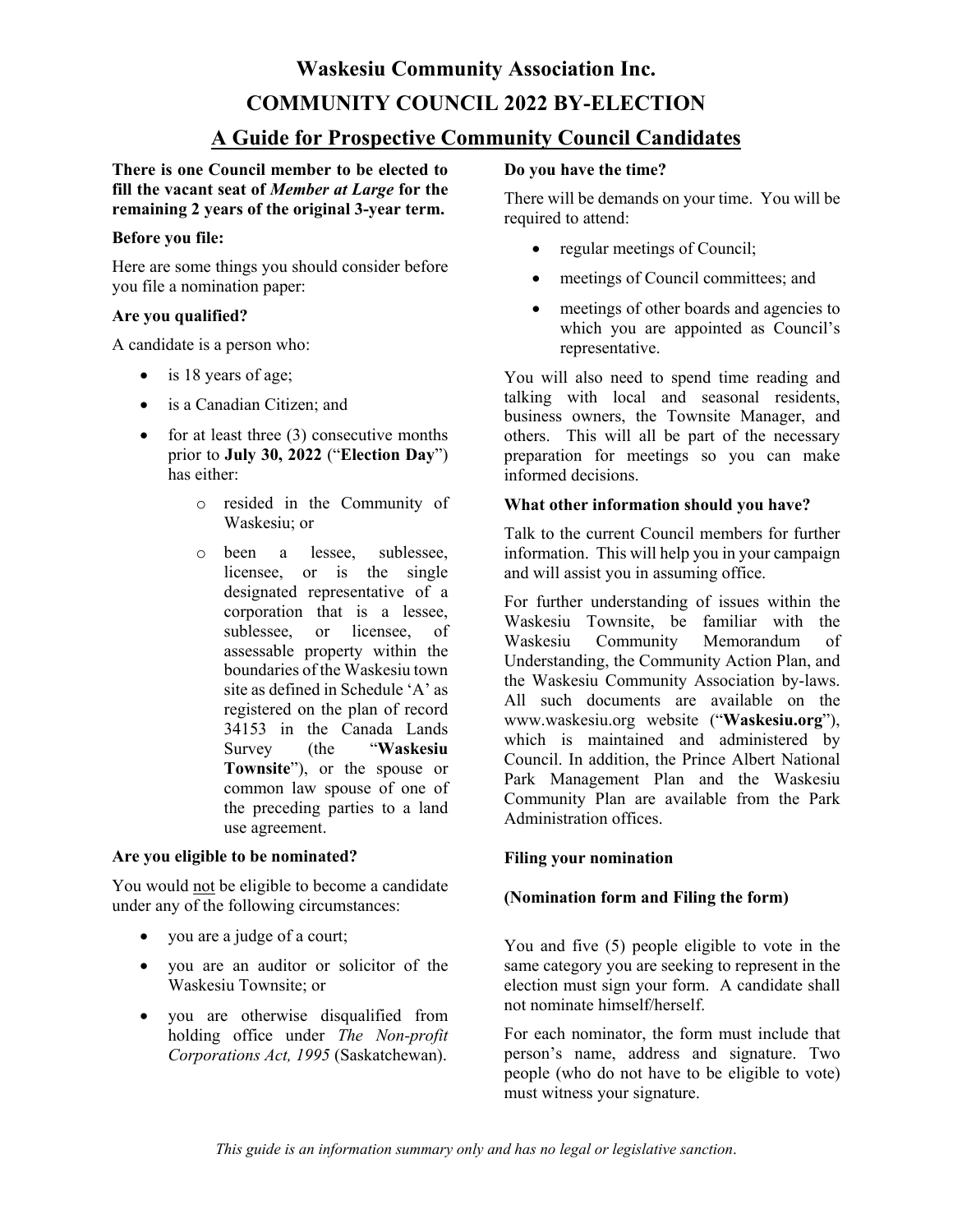# Waskesiu Community Association Inc.

## COMMUNITY COUNCIL 2022 BY-ELECTION

## A Guide for Prospective Community Council Candidates

**There is one Council member to be elected to fill the vacant seat of *Member at Large* for the remaining 2 years of the original 3-year term.**

**Before you file:**

Here are some things you should consider before you file a nomination paper:

**Are you qualified?**

A candidate is a person who:

- is 18 years of age;
- is a Canadian Citizen; and
- for at least three (3) consecutive months prior to **July 30, 2022** ("**Election Day**") has either:
  - resided in the Community of Waskesiu; or
  - been a lessee, sublessee, licensee, or is the single designated representative of a corporation that is a lessee, sublessee, or licensee, of assessable property within the boundaries of the Waskesiu town site as defined in Schedule 'A' as registered on the plan of record 34153 in the Canada Lands Survey (the "**Waskesiu Townsite**"), or the spouse or common law spouse of one of the preceding parties to a land use agreement.

**Are you eligible to be nominated?**

You would not be eligible to become a candidate under any of the following circumstances:

- you are a judge of a court;
- you are an auditor or solicitor of the Waskesiu Townsite; or
- you are otherwise disqualified from holding office under *The Non-profit Corporations Act, 1995* (Saskatchewan).

**Do you have the time?**

There will be demands on your time. You will be required to attend:

- regular meetings of Council;
- meetings of Council committees; and
- meetings of other boards and agencies to which you are appointed as Council's representative.

You will also need to spend time reading and talking with local and seasonal residents, business owners, the Townsite Manager, and others. This will all be part of the necessary preparation for meetings so you can make informed decisions.

**What other information should you have?**

Talk to the current Council members for further information. This will help you in your campaign and will assist you in assuming office.

For further understanding of issues within the Waskesiu Townsite, be familiar with the Waskesiu Community Memorandum of Understanding, the Community Action Plan, and the Waskesiu Community Association by-laws. All such documents are available on the www.waskesiu.org website ("**Waskesiu.org**"), which is maintained and administered by Council. In addition, the Prince Albert National Park Management Plan and the Waskesiu Community Plan are available from the Park Administration offices.

**Filing your nomination**

**(Nomination form and Filing the form)**

You and five (5) people eligible to vote in the same category you are seeking to represent in the election must sign your form. A candidate shall not nominate himself/herself.

For each nominator, the form must include that person's name, address and signature. Two people (who do not have to be eligible to vote) must witness your signature.

*This guide is an information summary only and has no legal or legislative sanction.*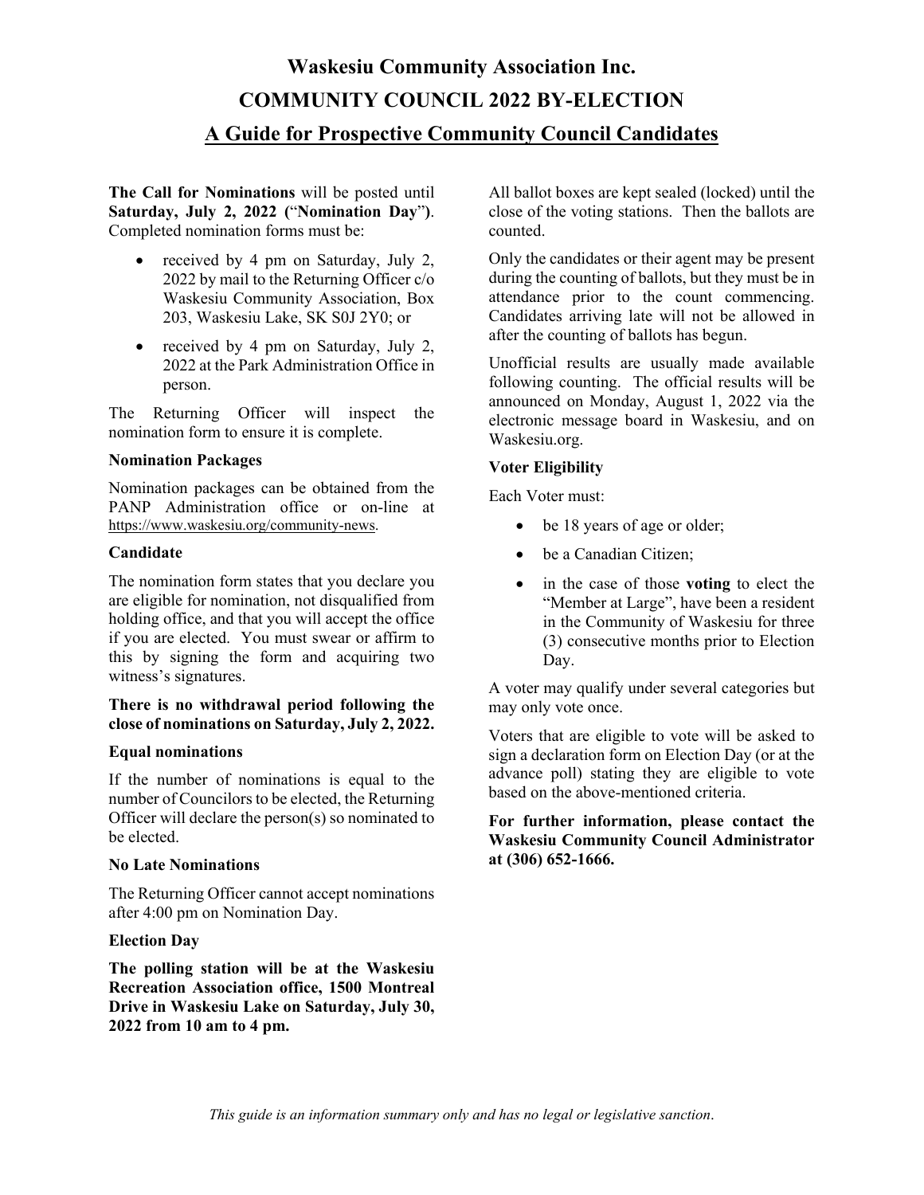# Waskesiu Community Association Inc.

# COMMUNITY COUNCIL 2022 BY-ELECTION

## A Guide for Prospective Community Council Candidates

**The Call for Nominations** will be posted until **Saturday, July 2, 2022 (**"**Nomination Day**"**)**. Completed nomination forms must be:

- received by 4 pm on Saturday, July 2, 2022 by mail to the Returning Officer c/o Waskesiu Community Association, Box 203, Waskesiu Lake, SK S0J 2Y0; or
- received by 4 pm on Saturday, July 2, 2022 at the Park Administration Office in person.

The Returning Officer will inspect the nomination form to ensure it is complete.

**Nomination Packages**

Nomination packages can be obtained from the PANP Administration office or on-line at https://www.waskesiu.org/community-news.

**Candidate**

The nomination form states that you declare you are eligible for nomination, not disqualified from holding office, and that you will accept the office if you are elected. You must swear or affirm to this by signing the form and acquiring two witness's signatures.

**There is no withdrawal period following the close of nominations on Saturday, July 2, 2022.**

**Equal nominations**

If the number of nominations is equal to the number of Councilors to be elected, the Returning Officer will declare the person(s) so nominated to be elected.

**No Late Nominations**

The Returning Officer cannot accept nominations after 4:00 pm on Nomination Day.

**Election Day**

**The polling station will be at the Waskesiu Recreation Association office, 1500 Montreal Drive in Waskesiu Lake on Saturday, July 30, 2022 from 10 am to 4 pm.**

All ballot boxes are kept sealed (locked) until the close of the voting stations. Then the ballots are counted.

Only the candidates or their agent may be present during the counting of ballots, but they must be in attendance prior to the count commencing. Candidates arriving late will not be allowed in after the counting of ballots has begun.

Unofficial results are usually made available following counting. The official results will be announced on Monday, August 1, 2022 via the electronic message board in Waskesiu, and on Waskesiu.org.

**Voter Eligibility**

Each Voter must:

- be 18 years of age or older;
- be a Canadian Citizen;
- in the case of those **voting** to elect the "Member at Large", have been a resident in the Community of Waskesiu for three (3) consecutive months prior to Election Day.

A voter may qualify under several categories but may only vote once.

Voters that are eligible to vote will be asked to sign a declaration form on Election Day (or at the advance poll) stating they are eligible to vote based on the above-mentioned criteria.

**For further information, please contact the Waskesiu Community Council Administrator at (306) 652-1666.**

*This guide is an information summary only and has no legal or legislative sanction.*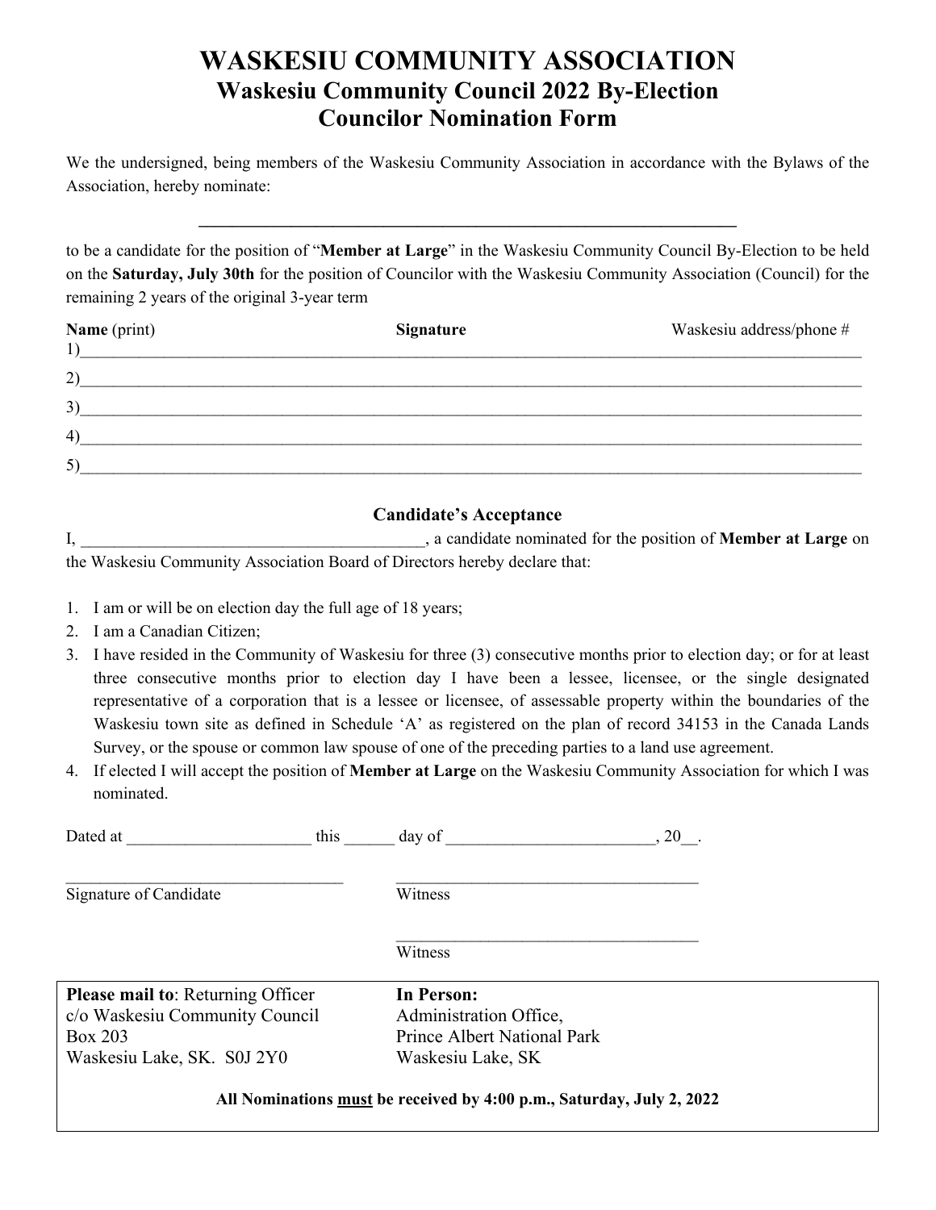# WASKESIU COMMUNITY ASSOCIATION

## Waskesiu Community Council 2022 By-Election

## Councilor Nomination Form

We the undersigned, being members of the Waskesiu Community Association in accordance with the Bylaws of the Association, hereby nominate:

_______________________________________________

to be a candidate for the position of "**Member at Large**" in the Waskesiu Community Council By-Election to be held on the **Saturday, July 30th** for the position of Councilor with the Waskesiu Community Association (Council) for the remaining 2 years of the original 3-year term

| **Name** (print) | **Signature** | Waskesiu address/phone # |
|---|---|---|
| 1) | | |
| 2) | | |
| 3) | | |
| 4) | | |
| 5) | | |

### Candidate's Acceptance

I, ___________________________, a candidate nominated for the position of **Member at Large** on the Waskesiu Community Association Board of Directors hereby declare that:

1. I am or will be on election day the full age of 18 years;
2. I am a Canadian Citizen;
3. I have resided in the Community of Waskesiu for three (3) consecutive months prior to election day; or for at least three consecutive months prior to election day I have been a lessee, licensee, or the single designated representative of a corporation that is a lessee or licensee, of assessable property within the boundaries of the Waskesiu town site as defined in Schedule 'A' as registered on the plan of record 34153 in the Canada Lands Survey, or the spouse or common law spouse of one of the preceding parties to a land use agreement.
4. If elected I will accept the position of **Member at Large** on the Waskesiu Community Association for which I was nominated.

Dated at ______________________ this ______ day of _________________________, 20__.

_________________________________ Signature of Candidate

_________________________________ Witness

_________________________________ Witness

| | |
|---|---|
| **Please mail to**: Returning Officer<br>c/o Waskesiu Community Council<br>Box 203<br>Waskesiu Lake, SK. S0J 2Y0 | **In Person:**<br>Administration Office,<br>Prince Albert National Park<br>Waskesiu Lake, SK |

**All Nominations must be received by 4:00 p.m., Saturday, July 2, 2022**